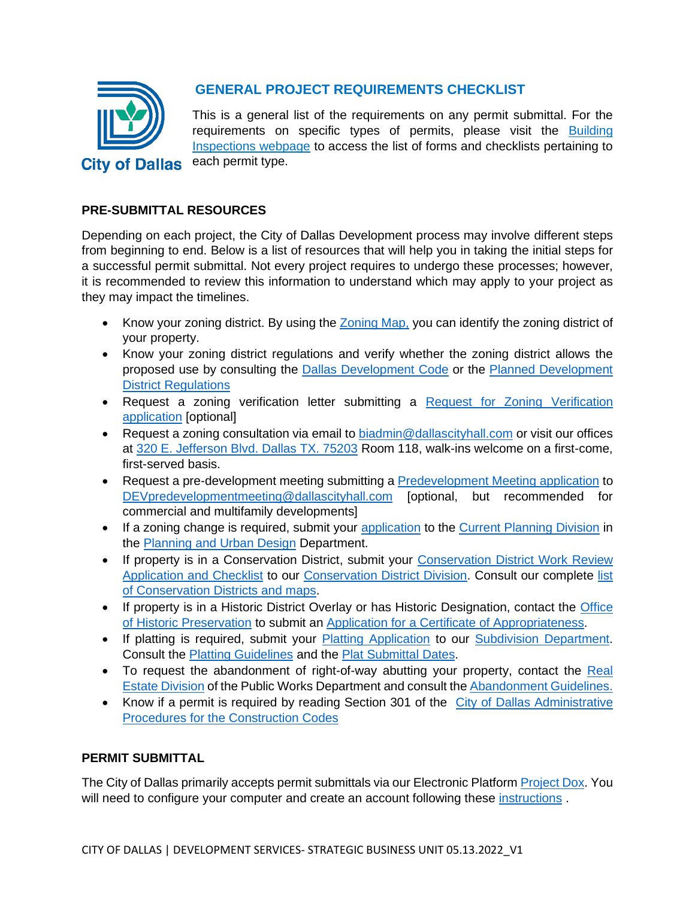City of Dallas

## GENERAL PROJECT REQUIREMENTS CHECKLIST

This is a general list of the requirements on any permit submittal. For the requirements on specific types of permits, please visit the Building Inspections webpage to access the list of forms and checklists pertaining to each permit type.

### PRE-SUBMITTAL RESOURCES

Depending on each project, the City of Dallas Development process may involve different steps from beginning to end. Below is a list of resources that will help you in taking the initial steps for a successful permit submittal. Not every project requires to undergo these processes; however, it is recommended to review this information to understand which may apply to your project as they may impact the timelines.

- Know your zoning district. By using the Zoning Map, you can identify the zoning district of your property.
- Know your zoning district regulations and verify whether the zoning district allows the proposed use by consulting the Dallas Development Code or the Planned Development District Regulations
- Request a zoning verification letter submitting a Request for Zoning Verification application [optional]
- Request a zoning consultation via email to biadmin@dallascityhall.com or visit our offices at 320 E. Jefferson Blvd. Dallas TX. 75203 Room 118, walk-ins welcome on a first-come, first-served basis.
- Request a pre-development meeting submitting a Predevelopment Meeting application to DEVpredevelopmentmeeting@dallascityhall.com [optional, but recommended for commercial and multifamily developments]
- If a zoning change is required, submit your application to the Current Planning Division in the Planning and Urban Design Department.
- If property is in a Conservation District, submit your Conservation District Work Review Application and Checklist to our Conservation District Division. Consult our complete list of Conservation Districts and maps.
- If property is in a Historic District Overlay or has Historic Designation, contact the Office of Historic Preservation to submit an Application for a Certificate of Appropriateness.
- If platting is required, submit your Platting Application to our Subdivision Department. Consult the Platting Guidelines and the Plat Submittal Dates.
- To request the abandonment of right-of-way abutting your property, contact the Real Estate Division of the Public Works Department and consult the Abandonment Guidelines.
- Know if a permit is required by reading Section 301 of the City of Dallas Administrative Procedures for the Construction Codes

### PERMIT SUBMITTAL

The City of Dallas primarily accepts permit submittals via our Electronic Platform Project Dox. You will need to configure your computer and create an account following these instructions .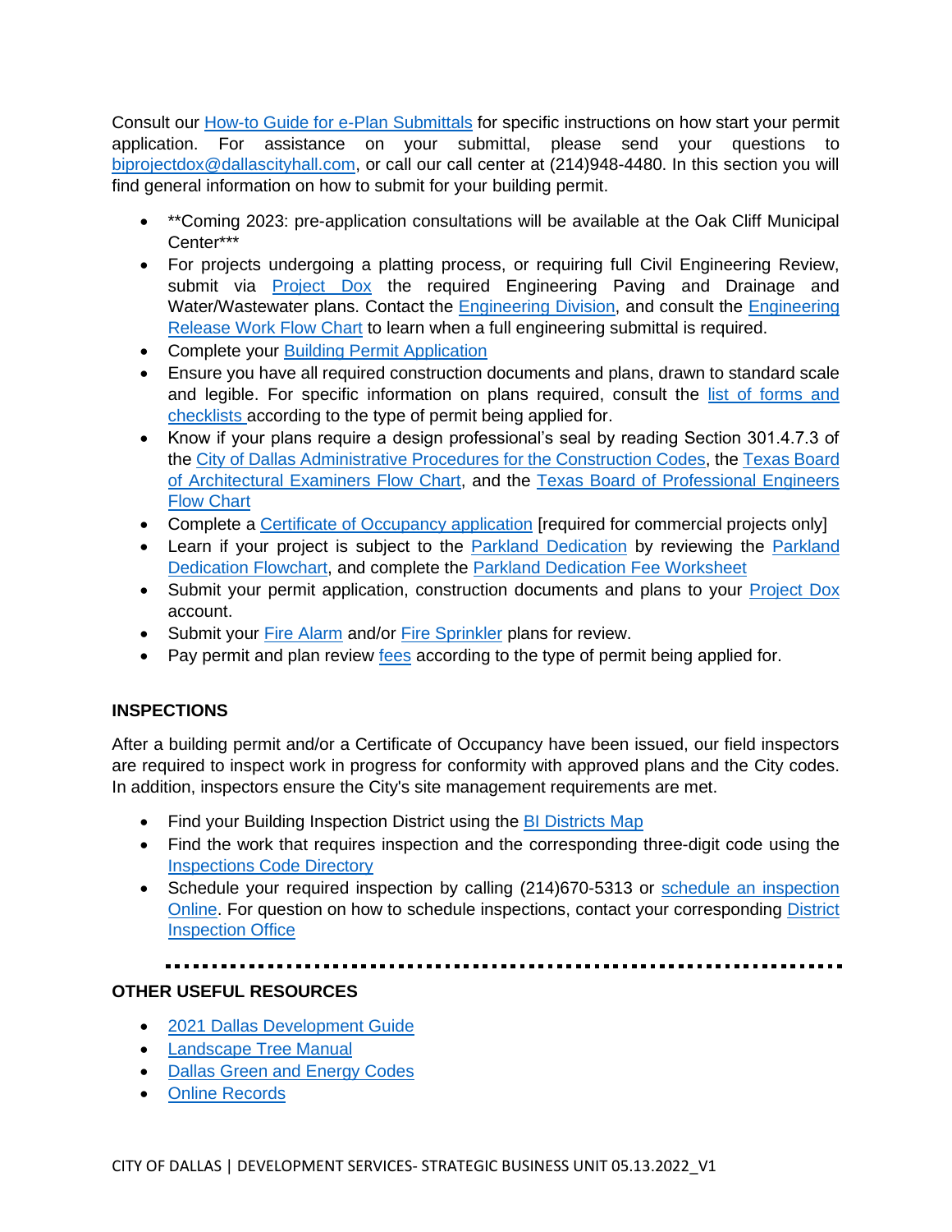Consult our How-to Guide for e-Plan Submittals for specific instructions on how start your permit application. For assistance on your submittal, please send your questions to biprojectdox@dallascityhall.com, or call our call center at (214)948-4480. In this section you will find general information on how to submit for your building permit.

- **Coming 2023: pre-application consultations will be available at the Oak Cliff Municipal Center***
- For projects undergoing a platting process, or requiring full Civil Engineering Review, submit via Project Dox the required Engineering Paving and Drainage and Water/Wastewater plans. Contact the Engineering Division, and consult the Engineering Release Work Flow Chart to learn when a full engineering submittal is required.
- Complete your Building Permit Application
- Ensure you have all required construction documents and plans, drawn to standard scale and legible. For specific information on plans required, consult the list of forms and checklists according to the type of permit being applied for.
- Know if your plans require a design professional's seal by reading Section 301.4.7.3 of the City of Dallas Administrative Procedures for the Construction Codes, the Texas Board of Architectural Examiners Flow Chart, and the Texas Board of Professional Engineers Flow Chart
- Complete a Certificate of Occupancy application [required for commercial projects only]
- Learn if your project is subject to the Parkland Dedication by reviewing the Parkland Dedication Flowchart, and complete the Parkland Dedication Fee Worksheet
- Submit your permit application, construction documents and plans to your Project Dox account.
- Submit your Fire Alarm and/or Fire Sprinkler plans for review.
- Pay permit and plan review fees according to the type of permit being applied for.

## INSPECTIONS

After a building permit and/or a Certificate of Occupancy have been issued, our field inspectors are required to inspect work in progress for conformity with approved plans and the City codes. In addition, inspectors ensure the City's site management requirements are met.

- Find your Building Inspection District using the BI Districts Map
- Find the work that requires inspection and the corresponding three-digit code using the Inspections Code Directory
- Schedule your required inspection by calling (214)670-5313 or schedule an inspection Online. For question on how to schedule inspections, contact your corresponding District Inspection Office

---

## OTHER USEFUL RESOURCES

- 2021 Dallas Development Guide
- Landscape Tree Manual
- Dallas Green and Energy Codes
- Online Records

CITY OF DALLAS | DEVELOPMENT SERVICES- STRATEGIC BUSINESS UNIT 05.13.2022_V1